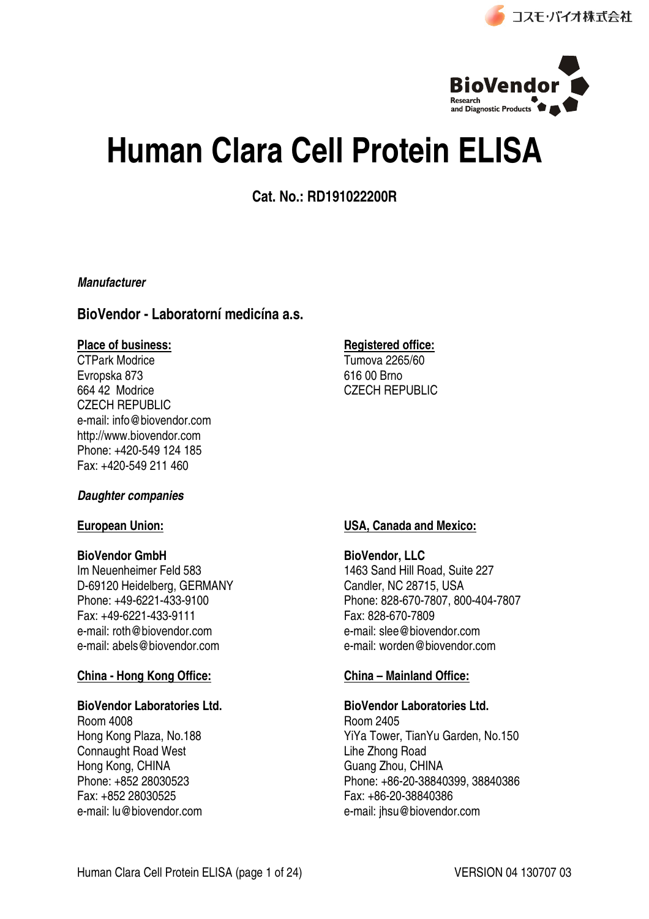# Human Clara Cell Protein ELISA

**Cat. No.: RD191022200R**

***Manufacturer***

**BioVendor - Laboratorní medicína a.s.**

**Place of business:**
CTPark Modrice
Evropska 873
664 42 Modrice
CZECH REPUBLIC
e-mail: info@biovendor.com
http://www.biovendor.com
Phone: +420-549 124 185
Fax: +420-549 211 460

**Registered office:**
Tumova 2265/60
616 00 Brno
CZECH REPUBLIC

***Daughter companies***

**European Union:**

**BioVendor GmbH**
Im Neuenheimer Feld 583
D-69120 Heidelberg, GERMANY
Phone: +49-6221-433-9100
Fax: +49-6221-433-9111
e-mail: roth@biovendor.com
e-mail: abels@biovendor.com

**USA, Canada and Mexico:**

**BioVendor, LLC**
1463 Sand Hill Road, Suite 227
Candler, NC 28715, USA
Phone: 828-670-7807, 800-404-7807
Fax: 828-670-7809
e-mail: slee@biovendor.com
e-mail: worden@biovendor.com

**China - Hong Kong Office:**

**BioVendor Laboratories Ltd.**
Room 4008
Hong Kong Plaza, No.188
Connaught Road West
Hong Kong, CHINA
Phone: +852 28030523
Fax: +852 28030525
e-mail: lu@biovendor.com

**China – Mainland Office:**

**BioVendor Laboratories Ltd.**
Room 2405
YiYa Tower, TianYu Garden, No.150
Lihe Zhong Road
Guang Zhou, CHINA
Phone: +86-20-38840399, 38840386
Fax: +86-20-38840386
e-mail: jhsu@biovendor.com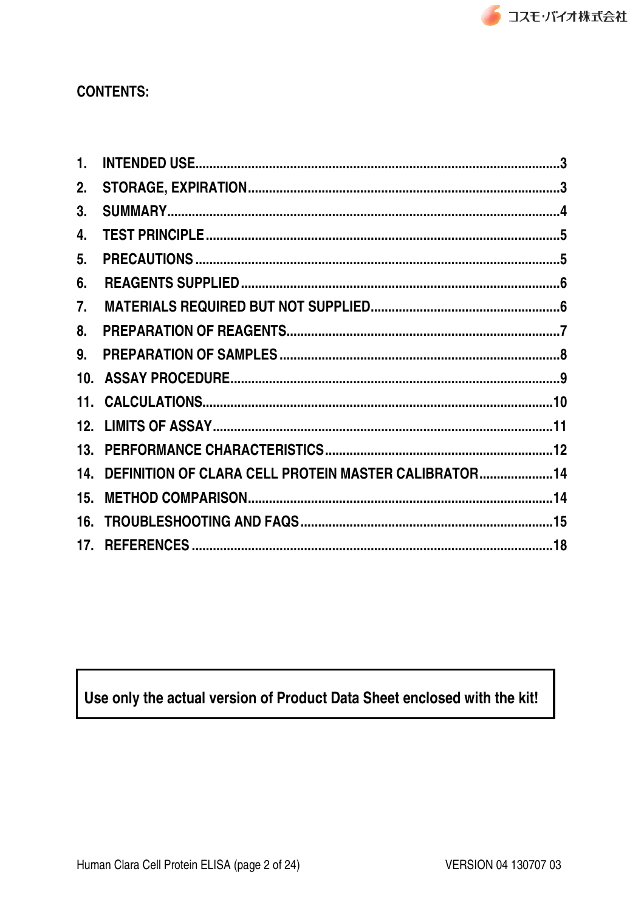## CONTENTS:

1. INTENDED USE ... 3
2. STORAGE, EXPIRATION ... 3
3. SUMMARY ... 4
4. TEST PRINCIPLE ... 5
5. PRECAUTIONS ... 5
6. REAGENTS SUPPLIED ... 6
7. MATERIALS REQUIRED BUT NOT SUPPLIED ... 6
8. PREPARATION OF REAGENTS ... 7
9. PREPARATION OF SAMPLES ... 8
10. ASSAY PROCEDURE ... 9
11. CALCULATIONS ... 10
12. LIMITS OF ASSAY ... 11
13. PERFORMANCE CHARACTERISTICS ... 12
14. DEFINITION OF CLARA CELL PROTEIN MASTER CALIBRATOR ... 14
15. METHOD COMPARISON ... 14
16. TROUBLESHOOTING AND FAQS ... 15
17. REFERENCES ... 18

**Use only the actual version of Product Data Sheet enclosed with the kit!**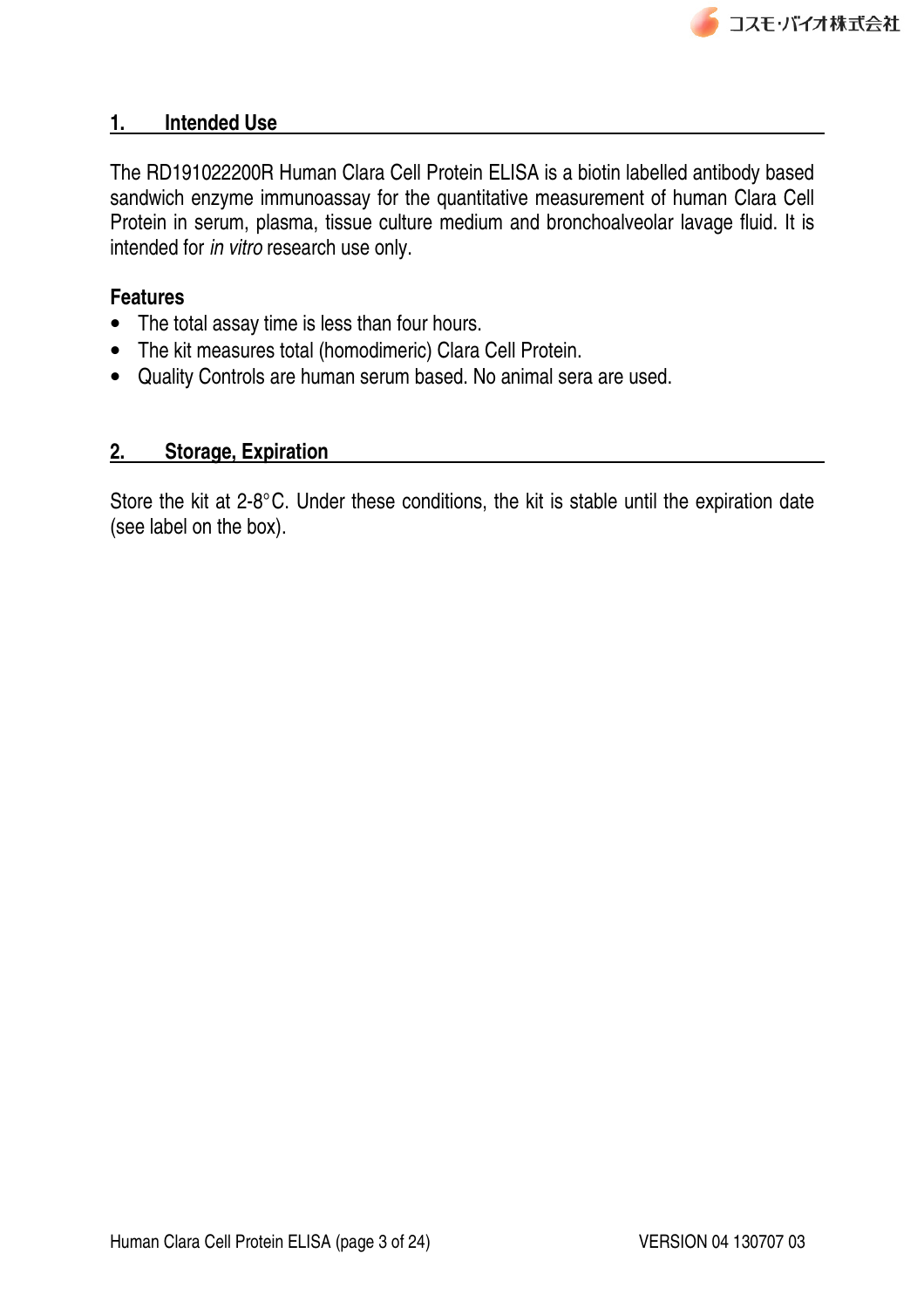## 1. Intended Use

The RD191022200R Human Clara Cell Protein ELISA is a biotin labelled antibody based sandwich enzyme immunoassay for the quantitative measurement of human Clara Cell Protein in serum, plasma, tissue culture medium and bronchoalveolar lavage fluid. It is intended for *in vitro* research use only.

**Features**

- The total assay time is less than four hours.
- The kit measures total (homodimeric) Clara Cell Protein.
- Quality Controls are human serum based. No animal sera are used.

## 2. Storage, Expiration

Store the kit at 2-8°C. Under these conditions, the kit is stable until the expiration date (see label on the box).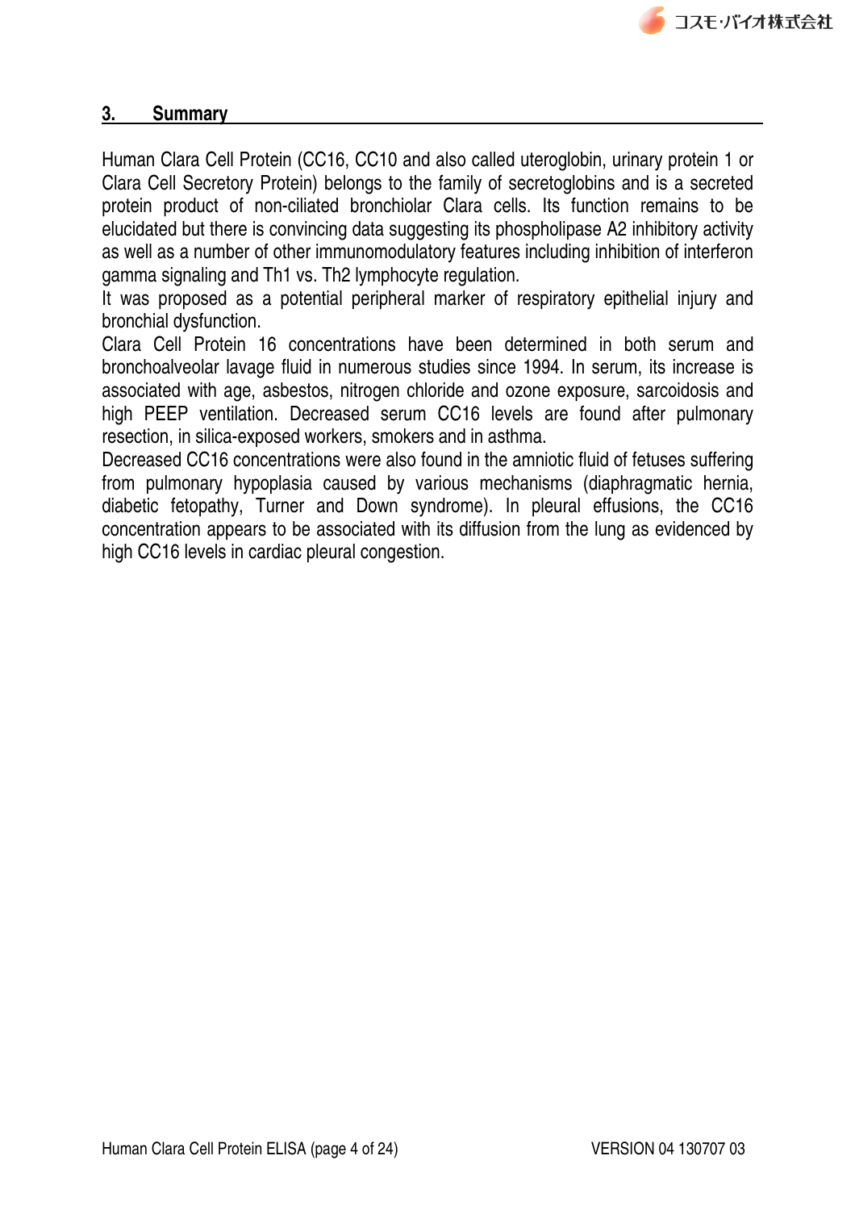## 3. Summary

Human Clara Cell Protein (CC16, CC10 and also called uteroglobin, urinary protein 1 or Clara Cell Secretory Protein) belongs to the family of secretoglobins and is a secreted protein product of non-ciliated bronchiolar Clara cells. Its function remains to be elucidated but there is convincing data suggesting its phospholipase A2 inhibitory activity as well as a number of other immunomodulatory features including inhibition of interferon gamma signaling and Th1 vs. Th2 lymphocyte regulation.
It was proposed as a potential peripheral marker of respiratory epithelial injury and bronchial dysfunction.
Clara Cell Protein 16 concentrations have been determined in both serum and bronchoalveolar lavage fluid in numerous studies since 1994. In serum, its increase is associated with age, asbestos, nitrogen chloride and ozone exposure, sarcoidosis and high PEEP ventilation. Decreased serum CC16 levels are found after pulmonary resection, in silica-exposed workers, smokers and in asthma.
Decreased CC16 concentrations were also found in the amniotic fluid of fetuses suffering from pulmonary hypoplasia caused by various mechanisms (diaphragmatic hernia, diabetic fetopathy, Turner and Down syndrome). In pleural effusions, the CC16 concentration appears to be associated with its diffusion from the lung as evidenced by high CC16 levels in cardiac pleural congestion.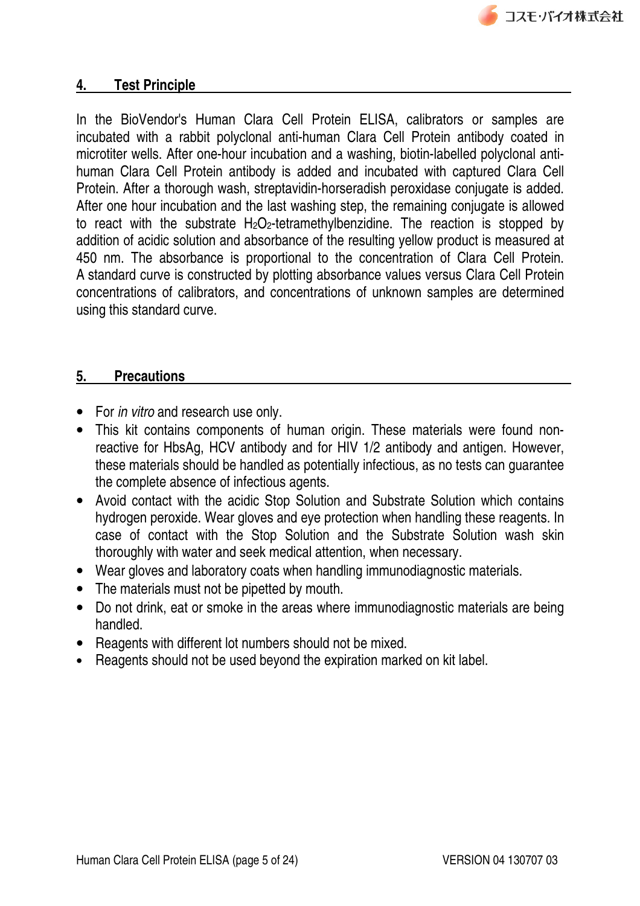## 4. Test Principle

In the BioVendor's Human Clara Cell Protein ELISA, calibrators or samples are incubated with a rabbit polyclonal anti-human Clara Cell Protein antibody coated in microtiter wells. After one-hour incubation and a washing, biotin-labelled polyclonal anti-human Clara Cell Protein antibody is added and incubated with captured Clara Cell Protein. After a thorough wash, streptavidin-horseradish peroxidase conjugate is added. After one hour incubation and the last washing step, the remaining conjugate is allowed to react with the substrate $H_2O_2$-tetramethylbenzidine. The reaction is stopped by addition of acidic solution and absorbance of the resulting yellow product is measured at 450 nm. The absorbance is proportional to the concentration of Clara Cell Protein. A standard curve is constructed by plotting absorbance values versus Clara Cell Protein concentrations of calibrators, and concentrations of unknown samples are determined using this standard curve.

## 5. Precautions

- For *in vitro* and research use only.
- This kit contains components of human origin. These materials were found non-reactive for HbsAg, HCV antibody and for HIV 1/2 antibody and antigen. However, these materials should be handled as potentially infectious, as no tests can guarantee the complete absence of infectious agents.
- Avoid contact with the acidic Stop Solution and Substrate Solution which contains hydrogen peroxide. Wear gloves and eye protection when handling these reagents. In case of contact with the Stop Solution and the Substrate Solution wash skin thoroughly with water and seek medical attention, when necessary.
- Wear gloves and laboratory coats when handling immunodiagnostic materials.
- The materials must not be pipetted by mouth.
- Do not drink, eat or smoke in the areas where immunodiagnostic materials are being handled.
- Reagents with different lot numbers should not be mixed.
- Reagents should not be used beyond the expiration marked on kit label.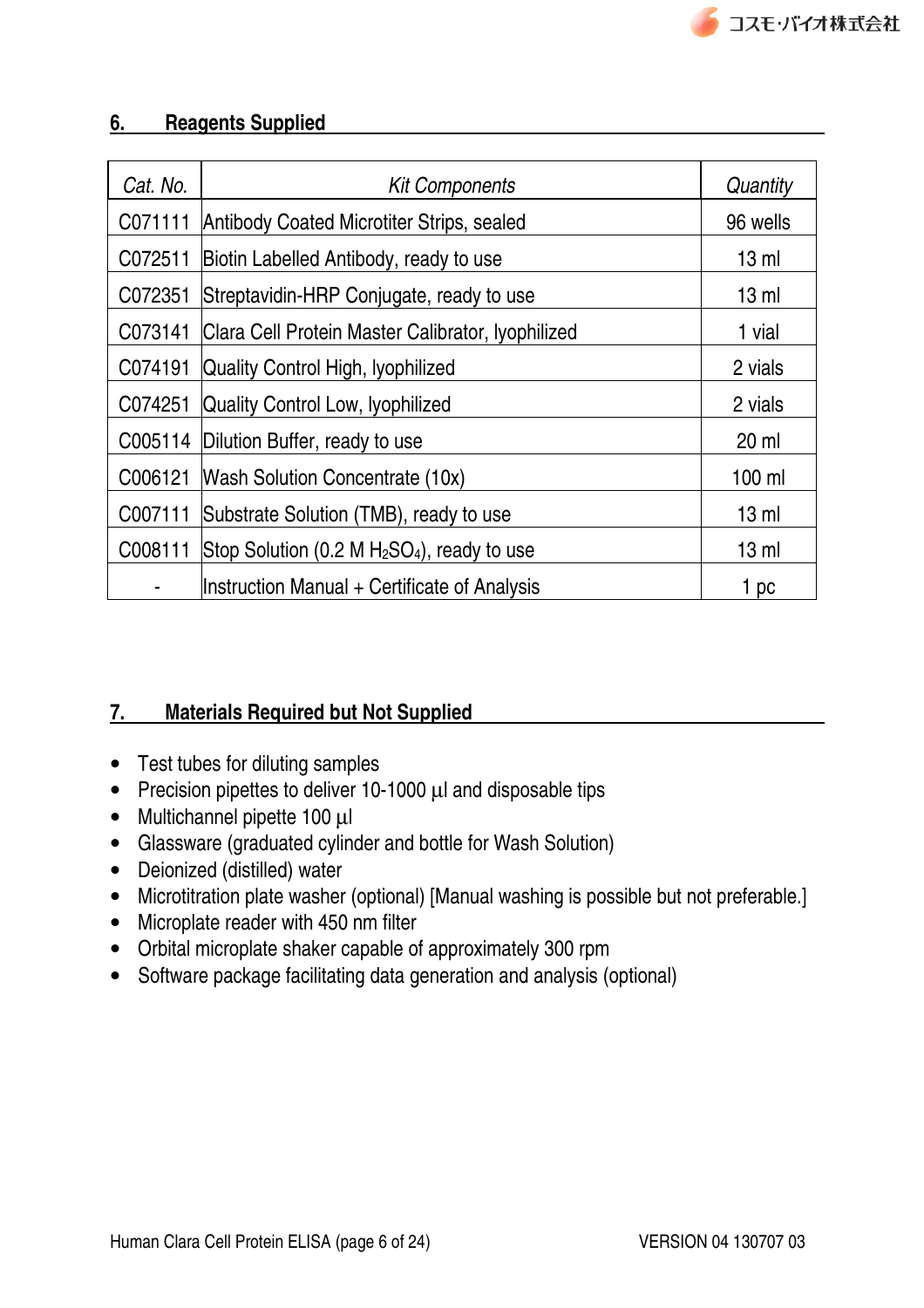## 6. Reagents Supplied

| *Cat. No.* | *Kit Components* | *Quantity* |
|---|---|---|
| C071111 | Antibody Coated Microtiter Strips, sealed | 96 wells |
| C072511 | Biotin Labelled Antibody, ready to use | 13 ml |
| C072351 | Streptavidin-HRP Conjugate, ready to use | 13 ml |
| C073141 | Clara Cell Protein Master Calibrator, lyophilized | 1 vial |
| C074191 | Quality Control High, lyophilized | 2 vials |
| C074251 | Quality Control Low, lyophilized | 2 vials |
| C005114 | Dilution Buffer, ready to use | 20 ml |
| C006121 | Wash Solution Concentrate (10x) | 100 ml |
| C007111 | Substrate Solution (TMB), ready to use | 13 ml |
| C008111 | Stop Solution (0.2 M $H_2SO_4$), ready to use | 13 ml |
| - | Instruction Manual + Certificate of Analysis | 1 pc |

## 7. Materials Required but Not Supplied

- Test tubes for diluting samples
- Precision pipettes to deliver 10-1000 μl and disposable tips
- Multichannel pipette 100 μl
- Glassware (graduated cylinder and bottle for Wash Solution)
- Deionized (distilled) water
- Microtitration plate washer (optional) [Manual washing is possible but not preferable.]
- Microplate reader with 450 nm filter
- Orbital microplate shaker capable of approximately 300 rpm
- Software package facilitating data generation and analysis (optional)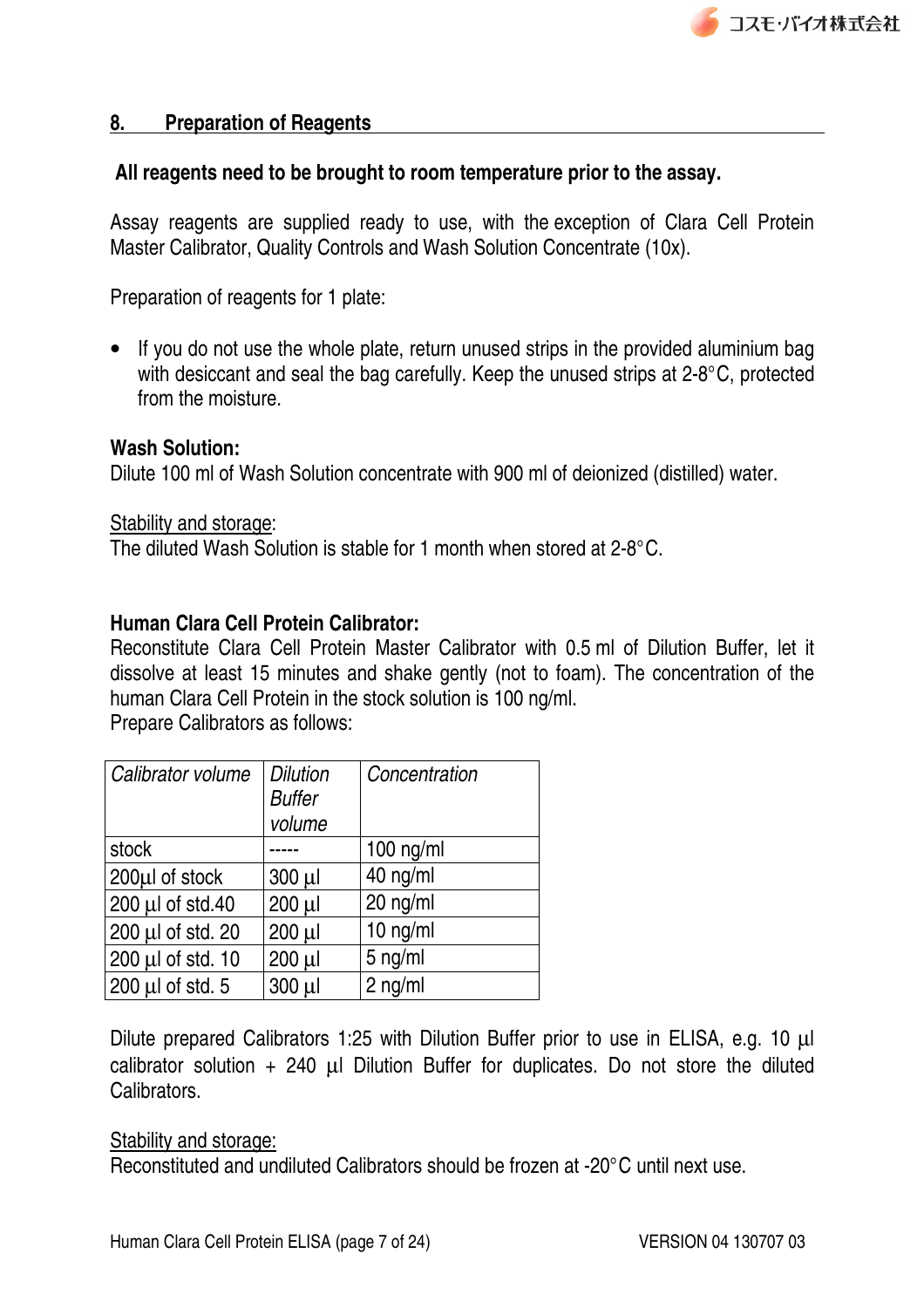## 8. Preparation of Reagents

**All reagents need to be brought to room temperature prior to the assay.**

Assay reagents are supplied ready to use, with the exception of Clara Cell Protein Master Calibrator, Quality Controls and Wash Solution Concentrate (10x).

Preparation of reagents for 1 plate:

- If you do not use the whole plate, return unused strips in the provided aluminium bag with desiccant and seal the bag carefully. Keep the unused strips at 2-8°C, protected from the moisture.

**Wash Solution:**
Dilute 100 ml of Wash Solution concentrate with 900 ml of deionized (distilled) water.

Stability and storage:
The diluted Wash Solution is stable for 1 month when stored at 2-8°C.

**Human Clara Cell Protein Calibrator:**
Reconstitute Clara Cell Protein Master Calibrator with 0.5 ml of Dilution Buffer, let it dissolve at least 15 minutes and shake gently (not to foam). The concentration of the human Clara Cell Protein in the stock solution is 100 ng/ml.
Prepare Calibrators as follows:

| *Calibrator volume* | *Dilution Buffer volume* | *Concentration* |
|---|---|---|
| stock | ----- | 100 ng/ml |
| 200µl of stock | 300 µl | 40 ng/ml |
| 200 µl of std.40 | 200 µl | 20 ng/ml |
| 200 µl of std. 20 | 200 µl | 10 ng/ml |
| 200 µl of std. 10 | 200 µl | 5 ng/ml |
| 200 µl of std. 5 | 300 µl | 2 ng/ml |

Dilute prepared Calibrators 1:25 with Dilution Buffer prior to use in ELISA, e.g. 10 µl calibrator solution + 240 µl Dilution Buffer for duplicates. Do not store the diluted Calibrators.

Stability and storage:
Reconstituted and undiluted Calibrators should be frozen at -20°C until next use.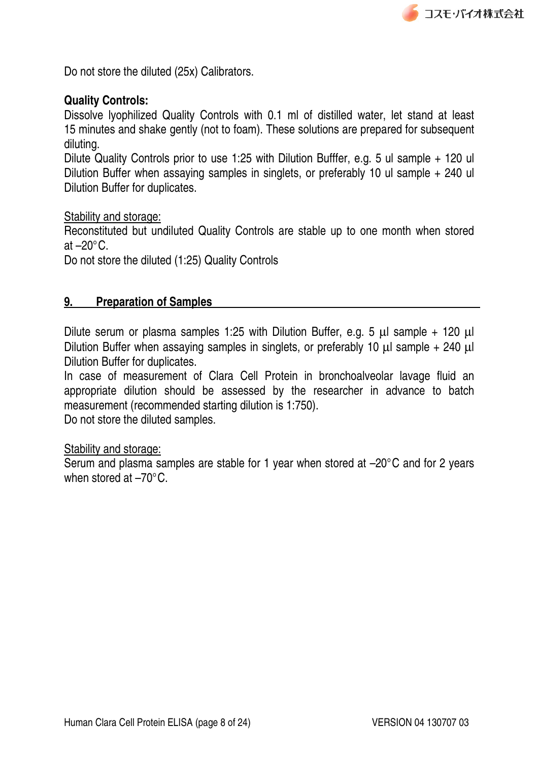Do not store the diluted (25x) Calibrators.

**Quality Controls:**

Dissolve lyophilized Quality Controls with 0.1 ml of distilled water, let stand at least 15 minutes and shake gently (not to foam). These solutions are prepared for subsequent diluting.

Dilute Quality Controls prior to use 1:25 with Dilution Bufffer, e.g. 5 ul sample + 120 ul Dilution Buffer when assaying samples in singlets, or preferably 10 ul sample + 240 ul Dilution Buffer for duplicates.

<u>Stability and storage:</u>

Reconstituted but undiluted Quality Controls are stable up to one month when stored at –20°C.

Do not store the diluted (1:25) Quality Controls

## 9. Preparation of Samples

Dilute serum or plasma samples 1:25 with Dilution Buffer, e.g. 5 μl sample + 120 μl Dilution Buffer when assaying samples in singlets, or preferably 10 μl sample + 240 μl Dilution Buffer for duplicates.

In case of measurement of Clara Cell Protein in bronchoalveolar lavage fluid an appropriate dilution should be assessed by the researcher in advance to batch measurement (recommended starting dilution is 1:750).

Do not store the diluted samples.

<u>Stability and storage:</u>

Serum and plasma samples are stable for 1 year when stored at –20°C and for 2 years when stored at –70°C.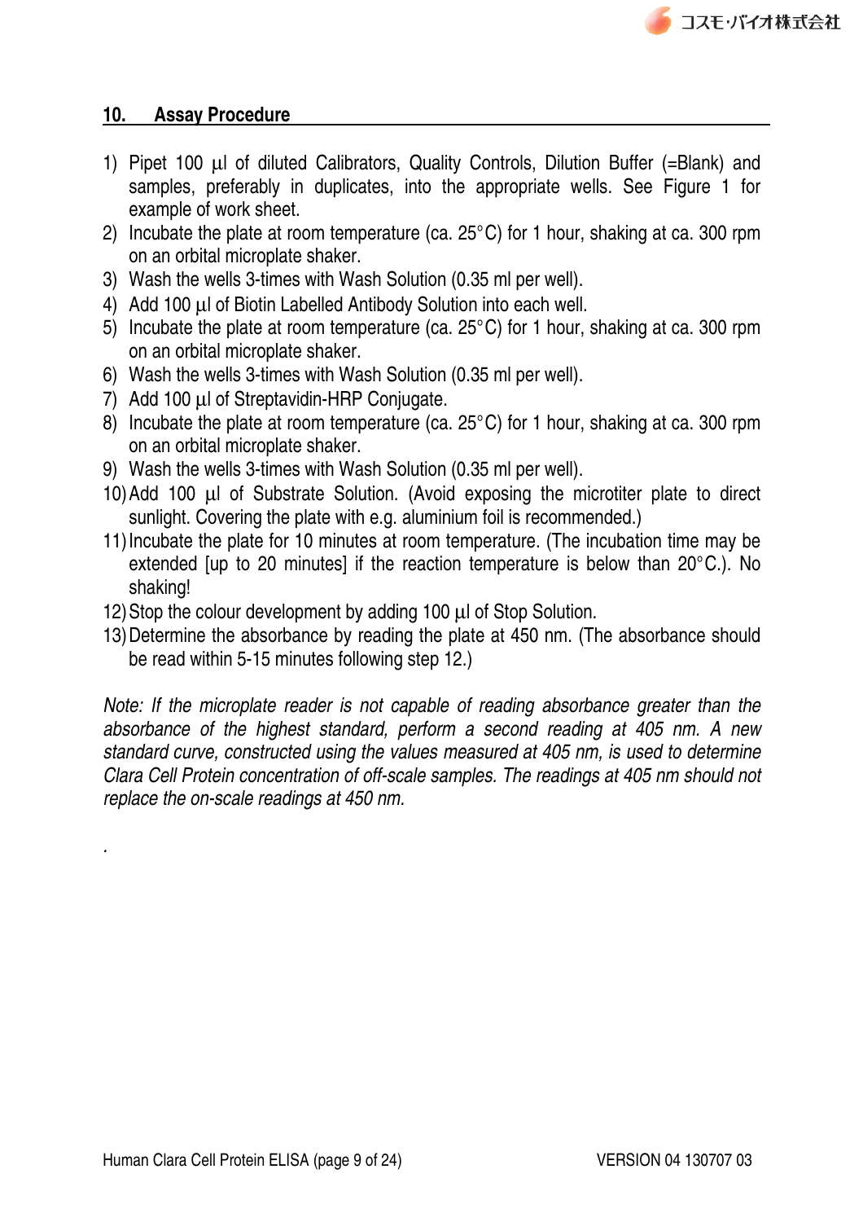## 10. Assay Procedure

1) Pipet 100 µl of diluted Calibrators, Quality Controls, Dilution Buffer (=Blank) and samples, preferably in duplicates, into the appropriate wells. See Figure 1 for example of work sheet.
2) Incubate the plate at room temperature (ca. 25°C) for 1 hour, shaking at ca. 300 rpm on an orbital microplate shaker.
3) Wash the wells 3-times with Wash Solution (0.35 ml per well).
4) Add 100 µl of Biotin Labelled Antibody Solution into each well.
5) Incubate the plate at room temperature (ca. 25°C) for 1 hour, shaking at ca. 300 rpm on an orbital microplate shaker.
6) Wash the wells 3-times with Wash Solution (0.35 ml per well).
7) Add 100 µl of Streptavidin-HRP Conjugate.
8) Incubate the plate at room temperature (ca. 25°C) for 1 hour, shaking at ca. 300 rpm on an orbital microplate shaker.
9) Wash the wells 3-times with Wash Solution (0.35 ml per well).
10) Add 100 µl of Substrate Solution. (Avoid exposing the microtiter plate to direct sunlight. Covering the plate with e.g. aluminium foil is recommended.)
11) Incubate the plate for 10 minutes at room temperature. (The incubation time may be extended [up to 20 minutes] if the reaction temperature is below than 20°C.). No shaking!
12) Stop the colour development by adding 100 µl of Stop Solution.
13) Determine the absorbance by reading the plate at 450 nm. (The absorbance should be read within 5-15 minutes following step 12.)

*Note: If the microplate reader is not capable of reading absorbance greater than the absorbance of the highest standard, perform a second reading at 405 nm. A new standard curve, constructed using the values measured at 405 nm, is used to determine Clara Cell Protein concentration of off-scale samples. The readings at 405 nm should not replace the on-scale readings at 450 nm.*

.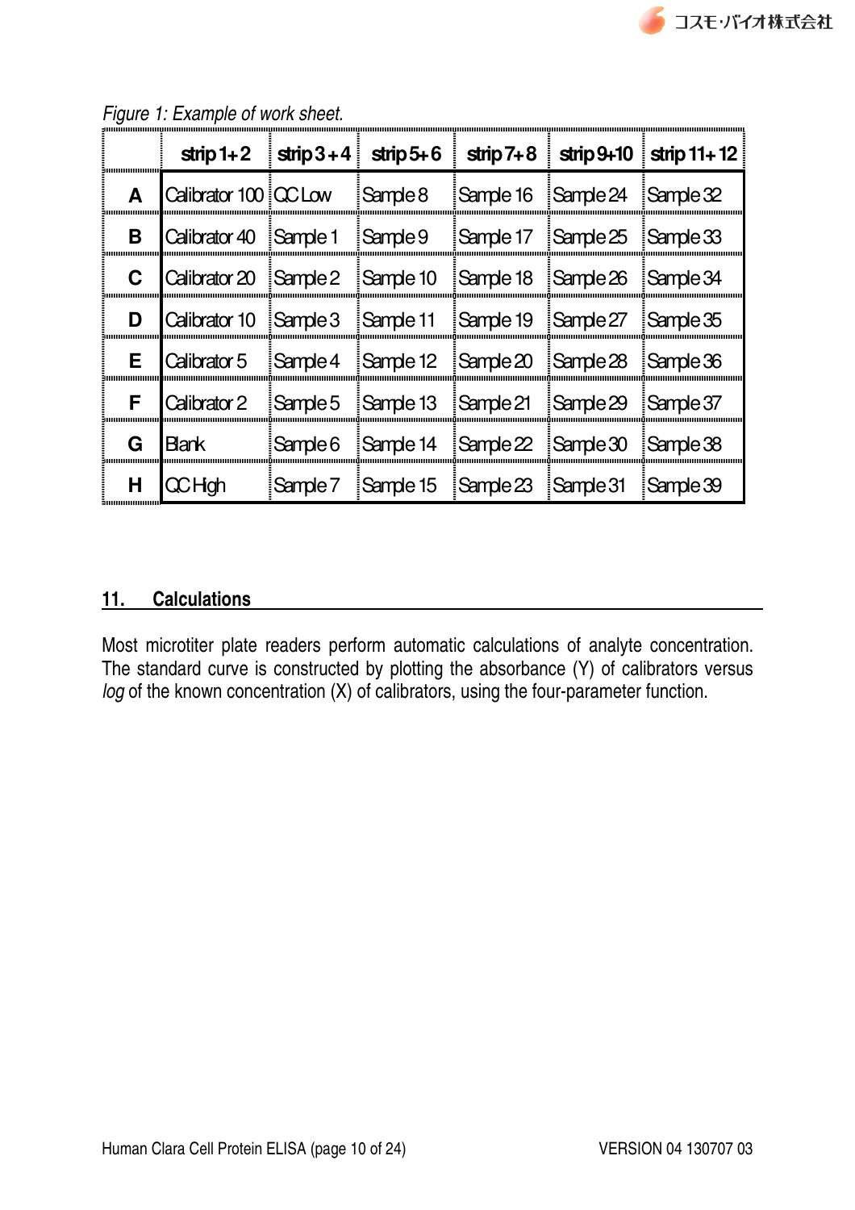*Figure 1: Example of work sheet.*

| | strip 1+2 | strip 3+4 | strip 5+6 | strip 7+8 | strip 9+10 | strip 11+12 |
|---|---|---|---|---|---|---|
| **A** | Calibrator 100 | QC Low | Sample 8 | Sample 16 | Sample 24 | Sample 32 |
| **B** | Calibrator 40 | Sample 1 | Sample 9 | Sample 17 | Sample 25 | Sample 33 |
| **C** | Calibrator 20 | Sample 2 | Sample 10 | Sample 18 | Sample 26 | Sample 34 |
| **D** | Calibrator 10 | Sample 3 | Sample 11 | Sample 19 | Sample 27 | Sample 35 |
| **E** | Calibrator 5 | Sample 4 | Sample 12 | Sample 20 | Sample 28 | Sample 36 |
| **F** | Calibrator 2 | Sample 5 | Sample 13 | Sample 21 | Sample 29 | Sample 37 |
| **G** | Blank | Sample 6 | Sample 14 | Sample 22 | Sample 30 | Sample 38 |
| **H** | QC High | Sample 7 | Sample 15 | Sample 23 | Sample 31 | Sample 39 |

## 11. Calculations

Most microtiter plate readers perform automatic calculations of analyte concentration. The standard curve is constructed by plotting the absorbance (Y) of calibrators versus *log* of the known concentration (X) of calibrators, using the four-parameter function.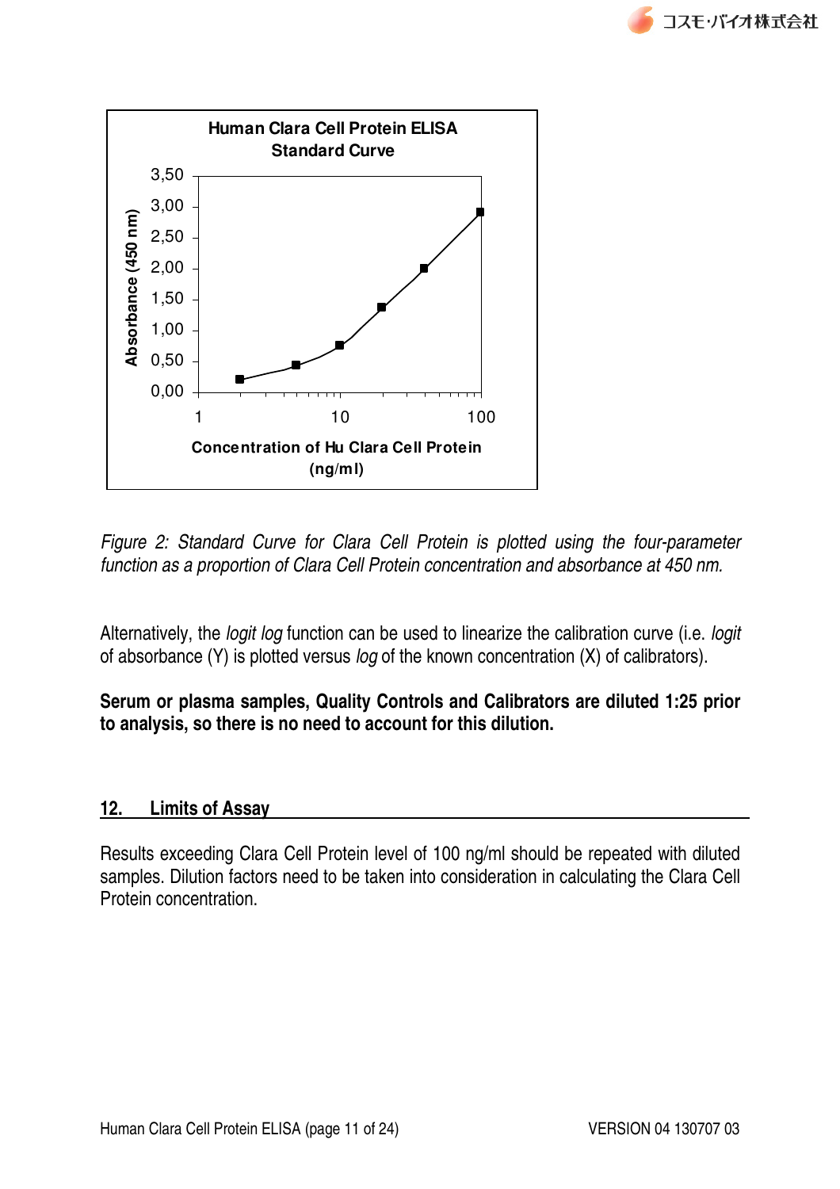*Figure 2: Standard Curve for Clara Cell Protein is plotted using the four-parameter function as a proportion of Clara Cell Protein concentration and absorbance at 450 nm.*

Alternatively, the *logit log* function can be used to linearize the calibration curve (i.e. *logit* of absorbance (Y) is plotted versus *log* of the known concentration (X) of calibrators).

**Serum or plasma samples, Quality Controls and Calibrators are diluted 1:25 prior to analysis, so there is no need to account for this dilution.**

## 12. Limits of Assay

Results exceeding Clara Cell Protein level of 100 ng/ml should be repeated with diluted samples. Dilution factors need to be taken into consideration in calculating the Clara Cell Protein concentration.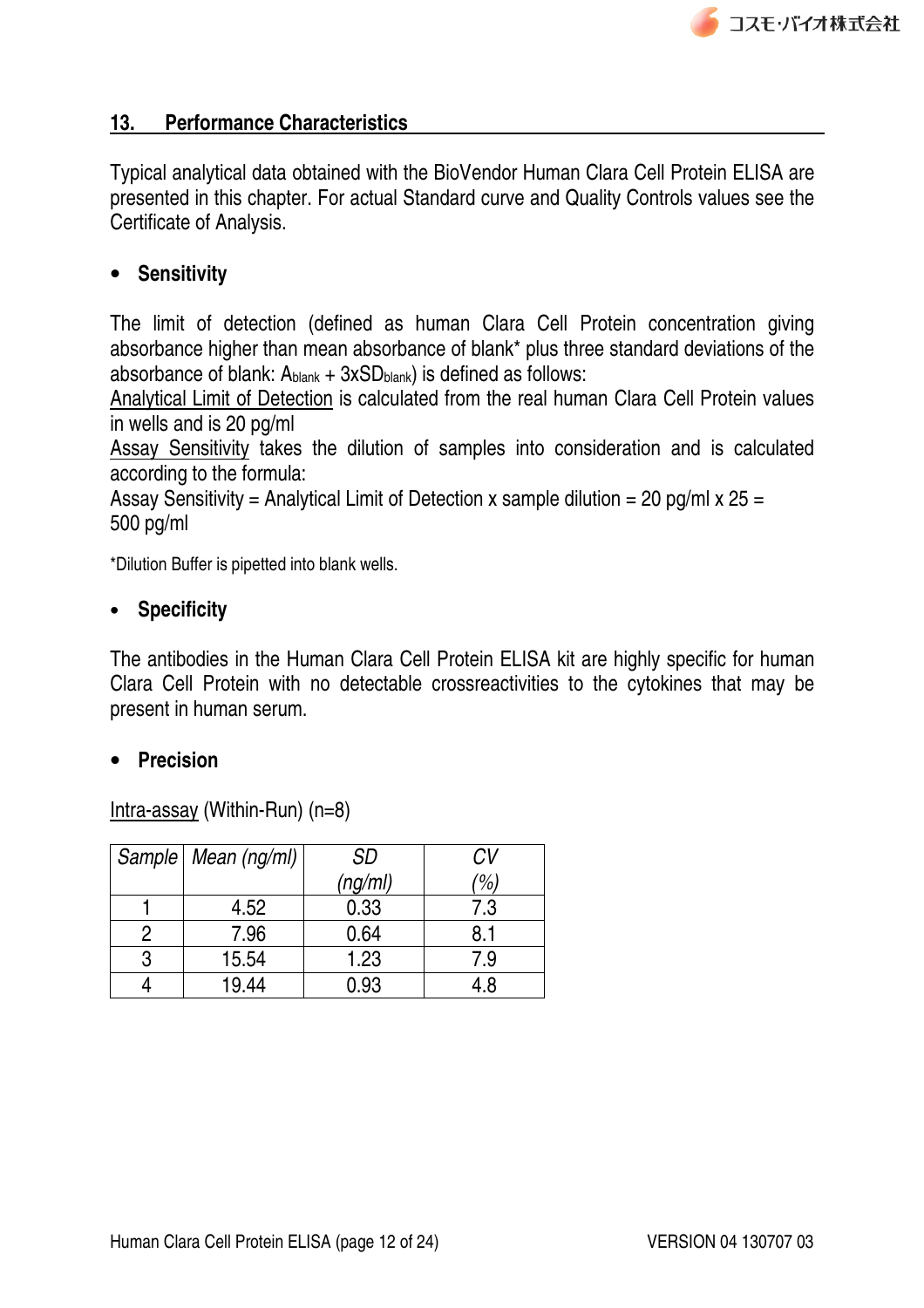## 13. Performance Characteristics

Typical analytical data obtained with the BioVendor Human Clara Cell Protein ELISA are presented in this chapter. For actual Standard curve and Quality Controls values see the Certificate of Analysis.

- **Sensitivity**

The limit of detection (defined as human Clara Cell Protein concentration giving absorbance higher than mean absorbance of blank* plus three standard deviations of the absorbance of blank: $A_{blank} + 3xSD_{blank}$) is defined as follows:

Analytical Limit of Detection is calculated from the real human Clara Cell Protein values in wells and is 20 pg/ml

Assay Sensitivity takes the dilution of samples into consideration and is calculated according to the formula:

Assay Sensitivity = Analytical Limit of Detection x sample dilution = 20 pg/ml x 25 = 500 pg/ml

*Dilution Buffer is pipetted into blank wells.

- **Specificity**

The antibodies in the Human Clara Cell Protein ELISA kit are highly specific for human Clara Cell Protein with no detectable crossreactivities to the cytokines that may be present in human serum.

- **Precision**

Intra-assay (Within-Run) (n=8)

| *Sample* | *Mean (ng/ml)* | *SD (ng/ml)* | *CV (%)* |
|---|---|---|---|
| 1 | 4.52 | 0.33 | 7.3 |
| 2 | 7.96 | 0.64 | 8.1 |
| 3 | 15.54 | 1.23 | 7.9 |
| 4 | 19.44 | 0.93 | 4.8 |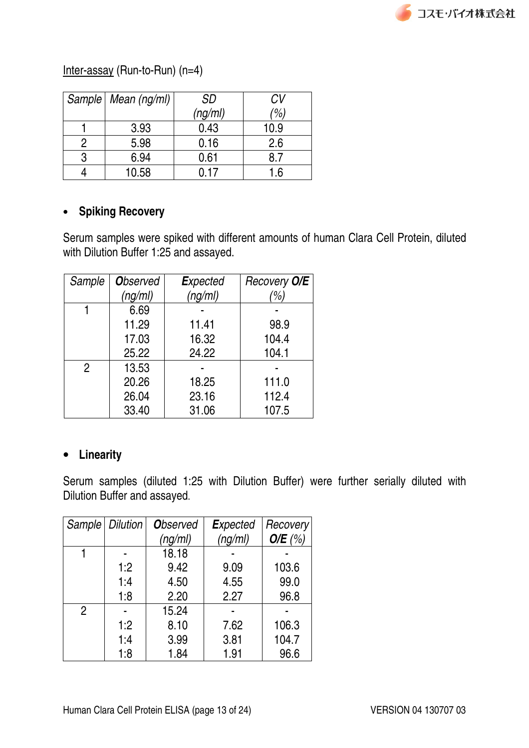<u>Inter-assay</u> (Run-to-Run) (n=4)

| *Sample* | *Mean (ng/ml)* | *SD (ng/ml)* | *CV (%)* |
|---|---|---|---|
| 1 | 3.93 | 0.43 | 10.9 |
| 2 | 5.98 | 0.16 | 2.6 |
| 3 | 6.94 | 0.61 | 8.7 |
| 4 | 10.58 | 0.17 | 1.6 |

- **Spiking Recovery**

Serum samples were spiked with different amounts of human Clara Cell Protein, diluted with Dilution Buffer 1:25 and assayed.

| *Sample* | ***O**bserved (ng/ml)* | ***E**xpected (ng/ml)* | *Recovery **O/E** (%)* |
|---|---|---|---|
| 1 | 6.69 | - | - |
| | 11.29 | 11.41 | 98.9 |
| | 17.03 | 16.32 | 104.4 |
| | 25.22 | 24.22 | 104.1 |
| 2 | 13.53 | - | - |
| | 20.26 | 18.25 | 111.0 |
| | 26.04 | 23.16 | 112.4 |
| | 33.40 | 31.06 | 107.5 |

- **Linearity**

Serum samples (diluted 1:25 with Dilution Buffer) were further serially diluted with Dilution Buffer and assayed.

| *Sample* | *Dilution* | ***O**bserved (ng/ml)* | ***E**xpected (ng/ml)* | *Recovery **O/E** (%)* |
|---|---|---|---|---|
| 1 | - | 18.18 | - | - |
| | 1:2 | 9.42 | 9.09 | 103.6 |
| | 1:4 | 4.50 | 4.55 | 99.0 |
| | 1:8 | 2.20 | 2.27 | 96.8 |
| 2 | - | 15.24 | - | - |
| | 1:2 | 8.10 | 7.62 | 106.3 |
| | 1:4 | 3.99 | 3.81 | 104.7 |
| | 1:8 | 1.84 | 1.91 | 96.6 |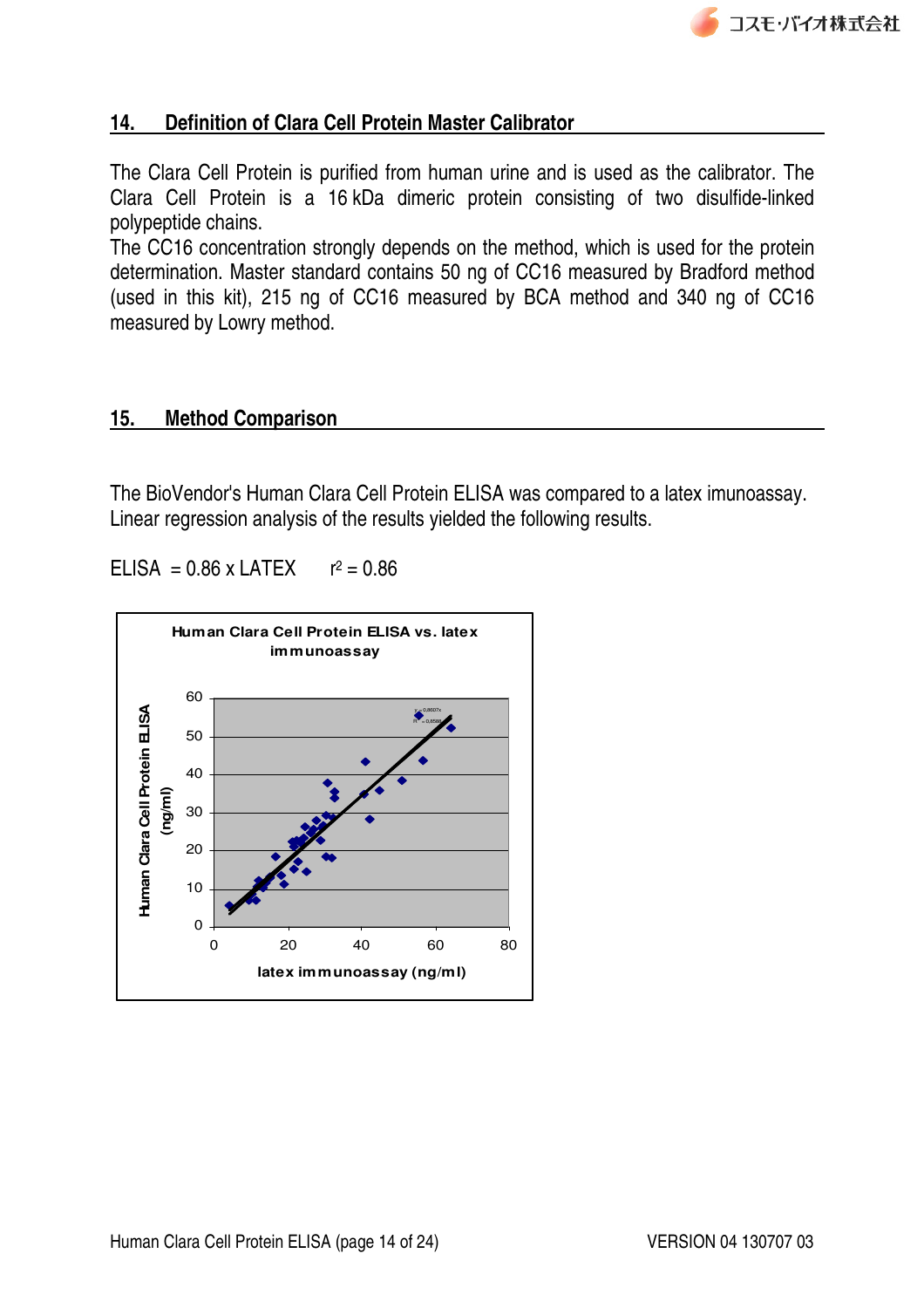## 14. Definition of Clara Cell Protein Master Calibrator

The Clara Cell Protein is purified from human urine and is used as the calibrator. The Clara Cell Protein is a 16 kDa dimeric protein consisting of two disulfide-linked polypeptide chains.
The CC16 concentration strongly depends on the method, which is used for the protein determination. Master standard contains 50 ng of CC16 measured by Bradford method (used in this kit), 215 ng of CC16 measured by BCA method and 340 ng of CC16 measured by Lowry method.

## 15. Method Comparison

The BioVendor's Human Clara Cell Protein ELISA was compared to a latex imunoassay. Linear regression analysis of the results yielded the following results.

ELISA = 0.86 x LATEX $\quad r^2 = 0.86$

Human Clara Cell Protein ELISA vs. latex immunoassay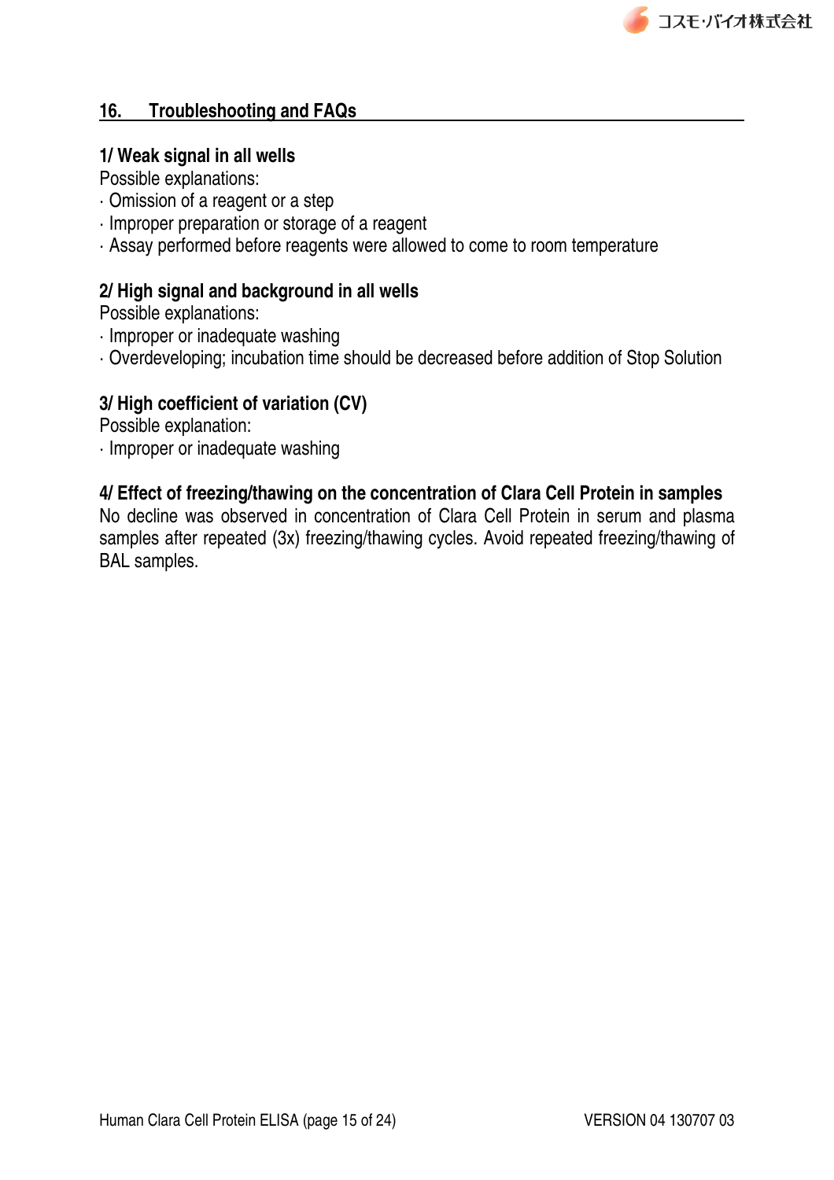## 16. Troubleshooting and FAQs

**1/ Weak signal in all wells**

Possible explanations:

· Omission of a reagent or a step

· Improper preparation or storage of a reagent

· Assay performed before reagents were allowed to come to room temperature

**2/ High signal and background in all wells**

Possible explanations:

· Improper or inadequate washing

· Overdeveloping; incubation time should be decreased before addition of Stop Solution

**3/ High coefficient of variation (CV)**

Possible explanation:

· Improper or inadequate washing

**4/ Effect of freezing/thawing on the concentration of Clara Cell Protein in samples**

No decline was observed in concentration of Clara Cell Protein in serum and plasma samples after repeated (3x) freezing/thawing cycles. Avoid repeated freezing/thawing of BAL samples.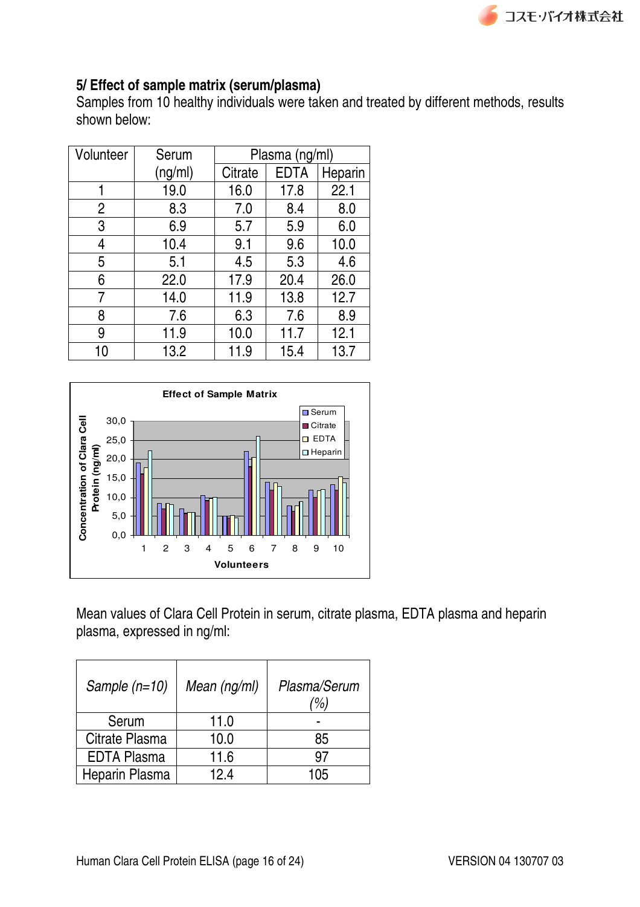### 5/ Effect of sample matrix (serum/plasma)

Samples from 10 healthy individuals were taken and treated by different methods, results shown below:

| Volunteer | Serum (ng/ml) | Plasma (ng/ml) | | |
|---|---|---|---|---|
| | | Citrate | EDTA | Heparin |
| 1 | 19.0 | 16.0 | 17.8 | 22.1 |
| 2 | 8.3 | 7.0 | 8.4 | 8.0 |
| 3 | 6.9 | 5.7 | 5.9 | 6.0 |
| 4 | 10.4 | 9.1 | 9.6 | 10.0 |
| 5 | 5.1 | 4.5 | 5.3 | 4.6 |
| 6 | 22.0 | 17.9 | 20.4 | 26.0 |
| 7 | 14.0 | 11.9 | 13.8 | 12.7 |
| 8 | 7.6 | 6.3 | 7.6 | 8.9 |
| 9 | 11.9 | 10.0 | 11.7 | 12.1 |
| 10 | 13.2 | 11.9 | 15.4 | 13.7 |

Mean values of Clara Cell Protein in serum, citrate plasma, EDTA plasma and heparin plasma, expressed in ng/ml:

| *Sample (n=10)* | *Mean (ng/ml)* | *Plasma/Serum (%)* |
|---|---|---|
| Serum | 11.0 | - |
| Citrate Plasma | 10.0 | 85 |
| EDTA Plasma | 11.6 | 97 |
| Heparin Plasma | 12.4 | 105 |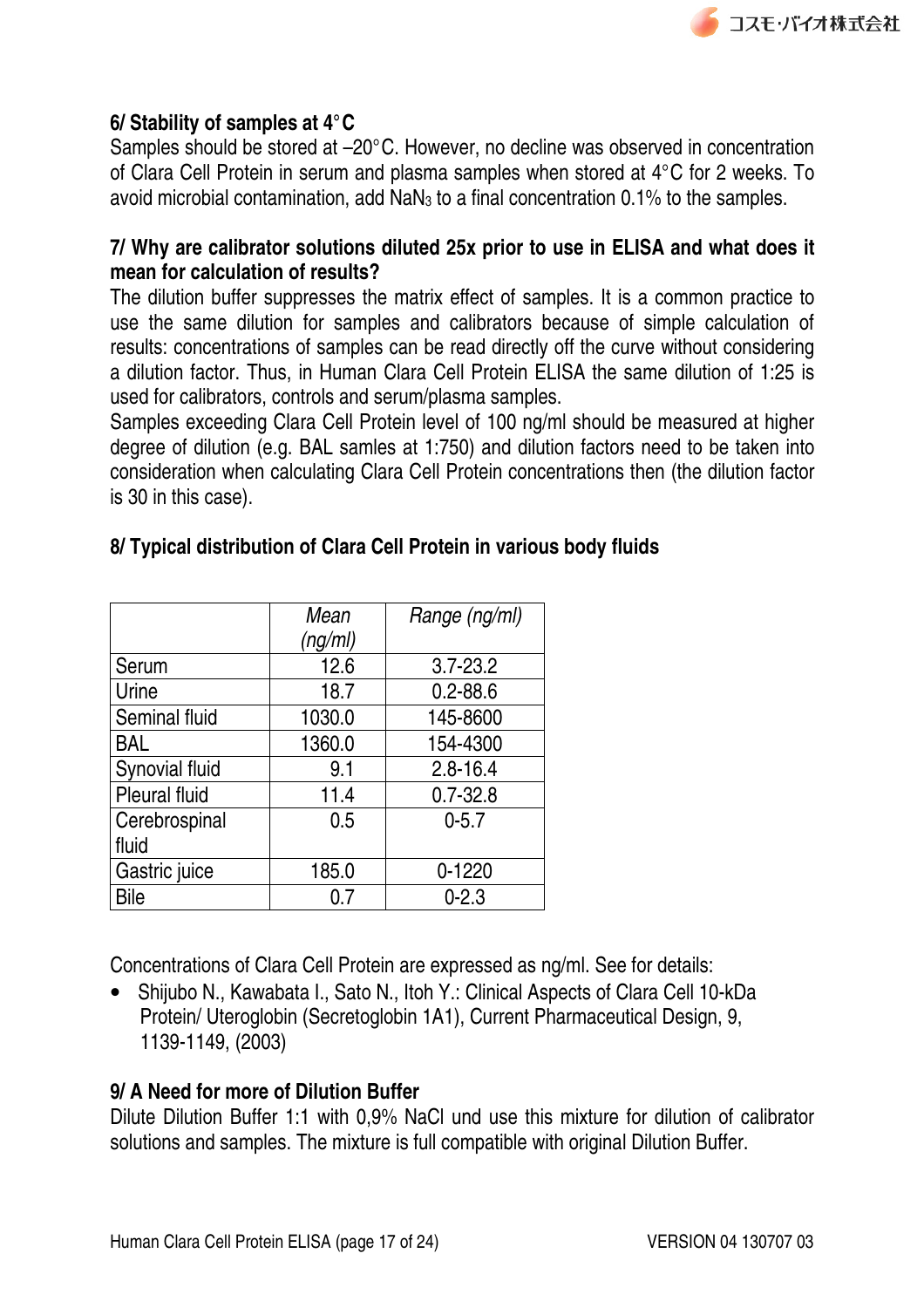### 6/ Stability of samples at 4°C

Samples should be stored at –20°C. However, no decline was observed in concentration of Clara Cell Protein in serum and plasma samples when stored at 4°C for 2 weeks. To avoid microbial contamination, add $NaN_3$ to a final concentration 0.1% to the samples.

### 7/ Why are calibrator solutions diluted 25x prior to use in ELISA and what does it mean for calculation of results?

The dilution buffer suppresses the matrix effect of samples. It is a common practice to use the same dilution for samples and calibrators because of simple calculation of results: concentrations of samples can be read directly off the curve without considering a dilution factor. Thus, in Human Clara Cell Protein ELISA the same dilution of 1:25 is used for calibrators, controls and serum/plasma samples.

Samples exceeding Clara Cell Protein level of 100 ng/ml should be measured at higher degree of dilution (e.g. BAL samles at 1:750) and dilution factors need to be taken into consideration when calculating Clara Cell Protein concentrations then (the dilution factor is 30 in this case).

### 8/ Typical distribution of Clara Cell Protein in various body fluids

| | *Mean (ng/ml)* | *Range (ng/ml)* |
|---|---|---|
| Serum | 12.6 | 3.7-23.2 |
| Urine | 18.7 | 0.2-88.6 |
| Seminal fluid | 1030.0 | 145-8600 |
| BAL | 1360.0 | 154-4300 |
| Synovial fluid | 9.1 | 2.8-16.4 |
| Pleural fluid | 11.4 | 0.7-32.8 |
| Cerebrospinal fluid | 0.5 | 0-5.7 |
| Gastric juice | 185.0 | 0-1220 |
| Bile | 0.7 | 0-2.3 |

Concentrations of Clara Cell Protein are expressed as ng/ml. See for details:

- Shijubo N., Kawabata I., Sato N., Itoh Y.: Clinical Aspects of Clara Cell 10-kDa Protein/ Uteroglobin (Secretoglobin 1A1), Current Pharmaceutical Design, 9, 1139-1149, (2003)

### 9/ A Need for more of Dilution Buffer

Dilute Dilution Buffer 1:1 with 0,9% NaCl und use this mixture for dilution of calibrator solutions and samples. The mixture is full compatible with original Dilution Buffer.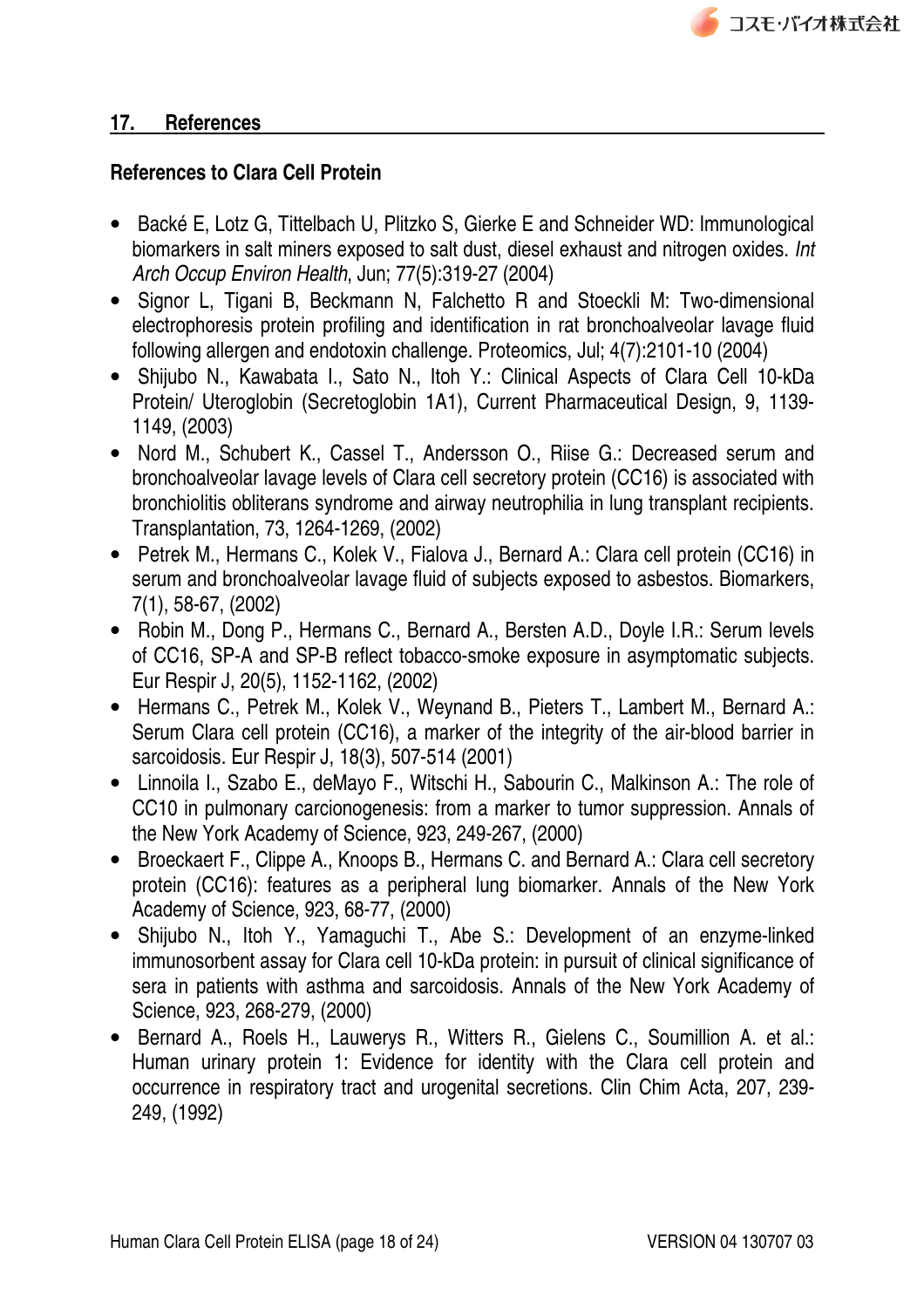## 17. References

### References to Clara Cell Protein

- Backé E, Lotz G, Tittelbach U, Plitzko S, Gierke E and Schneider WD: Immunological biomarkers in salt miners exposed to salt dust, diesel exhaust and nitrogen oxides. *Int Arch Occup Environ Health*, Jun; 77(5):319-27 (2004)
- Signor L, Tigani B, Beckmann N, Falchetto R and Stoeckli M: Two-dimensional electrophoresis protein profiling and identification in rat bronchoalveolar lavage fluid following allergen and endotoxin challenge. Proteomics, Jul; 4(7):2101-10 (2004)
- Shijubo N., Kawabata I., Sato N., Itoh Y.: Clinical Aspects of Clara Cell 10-kDa Protein/ Uteroglobin (Secretoglobin 1A1), Current Pharmaceutical Design, 9, 1139-1149, (2003)
- Nord M., Schubert K., Cassel T., Andersson O., Riise G.: Decreased serum and bronchoalveolar lavage levels of Clara cell secretory protein (CC16) is associated with bronchiolitis obliterans syndrome and airway neutrophilia in lung transplant recipients. Transplantation, 73, 1264-1269, (2002)
- Petrek M., Hermans C., Kolek V., Fialova J., Bernard A.: Clara cell protein (CC16) in serum and bronchoalveolar lavage fluid of subjects exposed to asbestos. Biomarkers, 7(1), 58-67, (2002)
- Robin M., Dong P., Hermans C., Bernard A., Bersten A.D., Doyle I.R.: Serum levels of CC16, SP-A and SP-B reflect tobacco-smoke exposure in asymptomatic subjects. Eur Respir J, 20(5), 1152-1162, (2002)
- Hermans C., Petrek M., Kolek V., Weynand B., Pieters T., Lambert M., Bernard A.: Serum Clara cell protein (CC16), a marker of the integrity of the air-blood barrier in sarcoidosis. Eur Respir J, 18(3), 507-514 (2001)
- Linnoila I., Szabo E., deMayo F., Witschi H., Sabourin C., Malkinson A.: The role of CC10 in pulmonary carcionogenesis: from a marker to tumor suppression. Annals of the New York Academy of Science, 923, 249-267, (2000)
- Broeckaert F., Clippe A., Knoops B., Hermans C. and Bernard A.: Clara cell secretory protein (CC16): features as a peripheral lung biomarker. Annals of the New York Academy of Science, 923, 68-77, (2000)
- Shijubo N., Itoh Y., Yamaguchi T., Abe S.: Development of an enzyme-linked immunosorbent assay for Clara cell 10-kDa protein: in pursuit of clinical significance of sera in patients with asthma and sarcoidosis. Annals of the New York Academy of Science, 923, 268-279, (2000)
- Bernard A., Roels H., Lauwerys R., Witters R., Gielens C., Soumillion A. et al.: Human urinary protein 1: Evidence for identity with the Clara cell protein and occurrence in respiratory tract and urogenital secretions. Clin Chim Acta, 207, 239-249, (1992)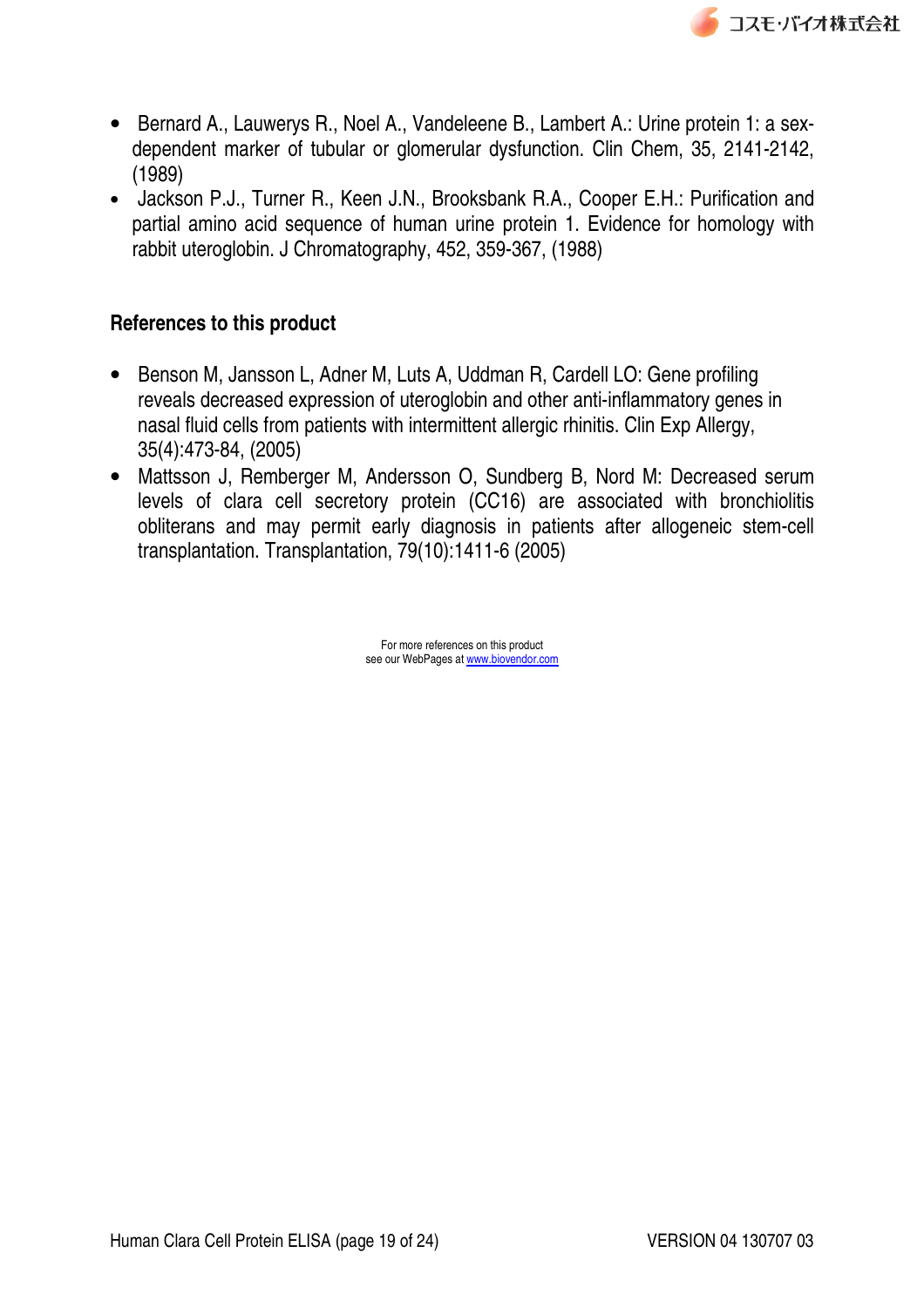- Bernard A., Lauwerys R., Noel A., Vandeleene B., Lambert A.: Urine protein 1: a sex-dependent marker of tubular or glomerular dysfunction. Clin Chem, 35, 2141-2142, (1989)
- Jackson P.J., Turner R., Keen J.N., Brooksbank R.A., Cooper E.H.: Purification and partial amino acid sequence of human urine protein 1. Evidence for homology with rabbit uteroglobin. J Chromatography, 452, 359-367, (1988)

### References to this product

- Benson M, Jansson L, Adner M, Luts A, Uddman R, Cardell LO: Gene profiling reveals decreased expression of uteroglobin and other anti-inflammatory genes in nasal fluid cells from patients with intermittent allergic rhinitis. Clin Exp Allergy, 35(4):473-84, (2005)
- Mattsson J, Remberger M, Andersson O, Sundberg B, Nord M: Decreased serum levels of clara cell secretory protein (CC16) are associated with bronchiolitis obliterans and may permit early diagnosis in patients after allogeneic stem-cell transplantation. Transplantation, 79(10):1411-6 (2005)

For more references on this product
see our WebPages at www.biovendor.com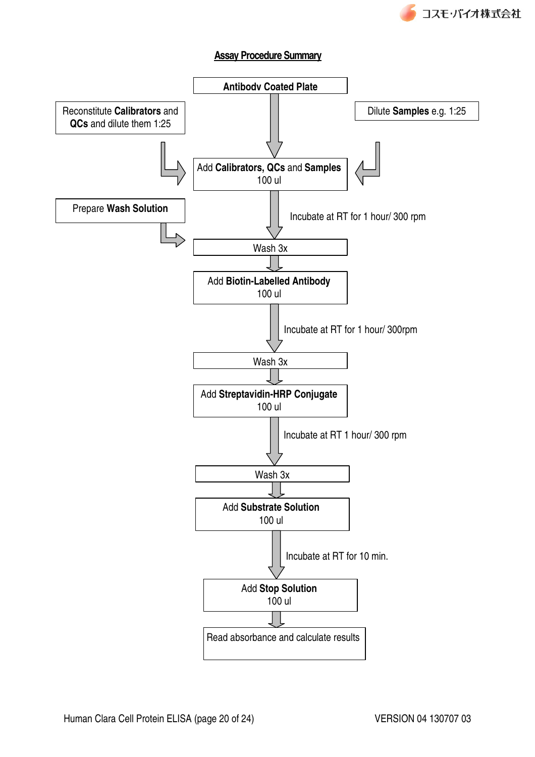## Assay Procedure Summary

**Antibodv Coated Plate**

Reconstitute **Calibrators** and **QCs** and dilute them 1:25

Dilute **Samples** e.g. 1:25

Add **Calibrators, QCs** and **Samples** 100 ul

Incubate at RT for 1 hour/ 300 rpm

Prepare **Wash Solution**

Wash 3x

Add **Biotin-Labelled Antibody** 100 ul

Incubate at RT for 1 hour/ 300rpm

Wash 3x

Add **Streptavidin-HRP Conjugate** 100 ul

Incubate at RT 1 hour/ 300 rpm

Wash 3x

Add **Substrate Solution** 100 ul

Incubate at RT for 10 min.

Add **Stop Solution** 100 ul

Read absorbance and calculate results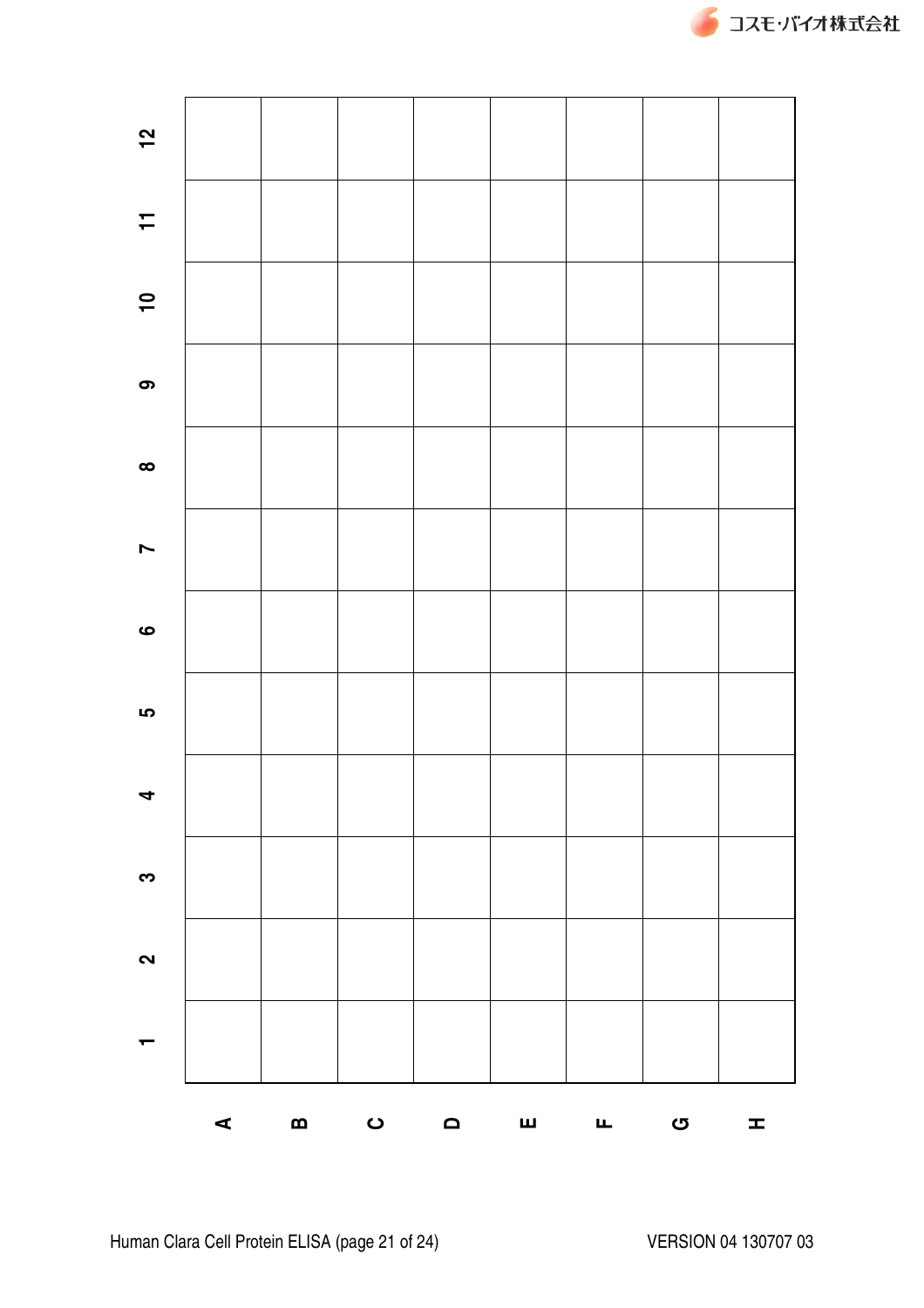|   | 1 | 2 | 3 | 4 | 5 | 6 | 7 | 8 | 9 | 10 | 11 | 12 |
|---|---|---|---|---|---|---|---|---|---|---|---|---|
| A |   |   |   |   |   |   |   |   |   |   |   |   |
| B |   |   |   |   |   |   |   |   |   |   |   |   |
| C |   |   |   |   |   |   |   |   |   |   |   |   |
| D |   |   |   |   |   |   |   |   |   |   |   |   |
| E |   |   |   |   |   |   |   |   |   |   |   |   |
| F |   |   |   |   |   |   |   |   |   |   |   |   |
| G |   |   |   |   |   |   |   |   |   |   |   |   |
| H |   |   |   |   |   |   |   |   |   |   |   |   |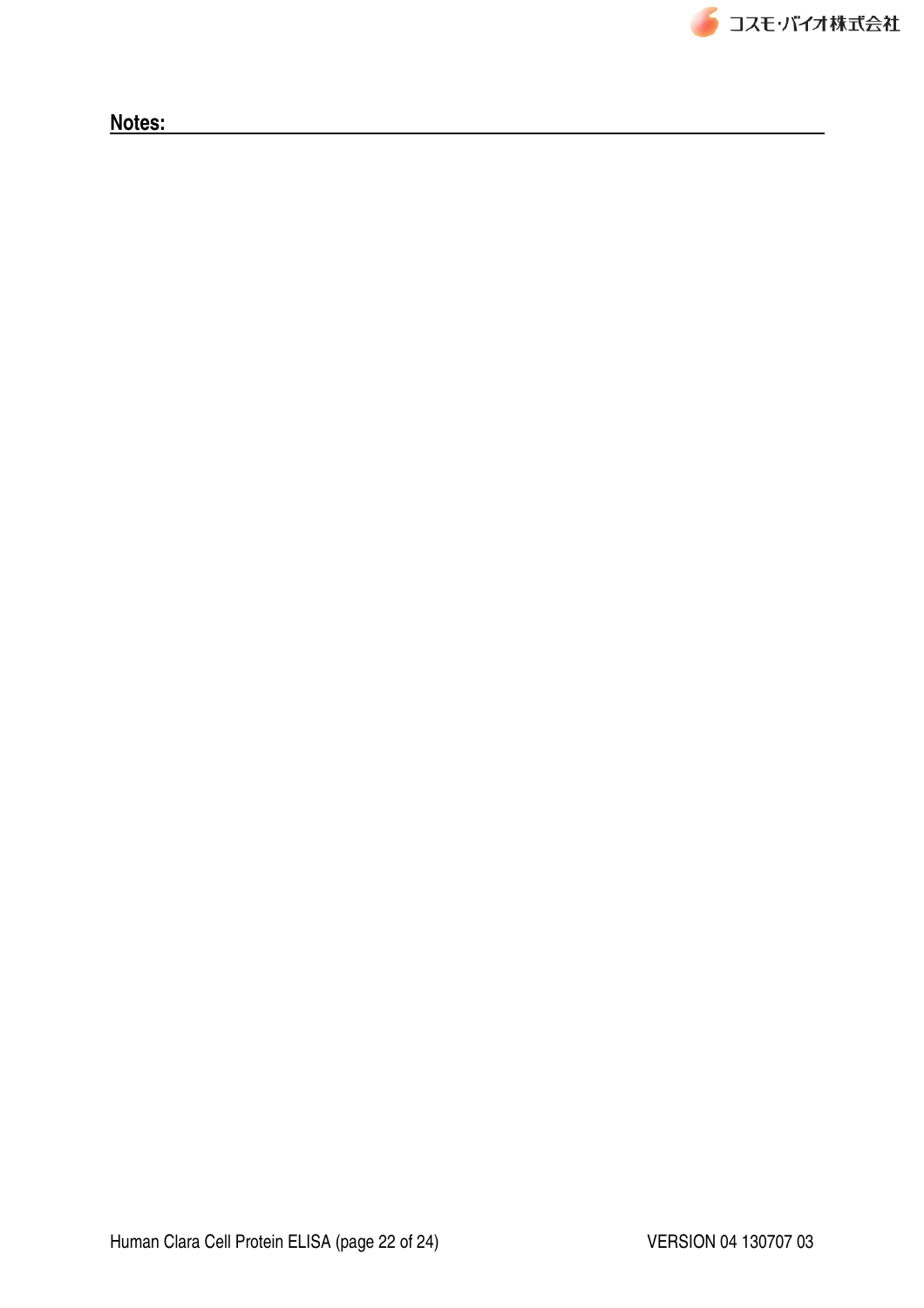**Notes:**